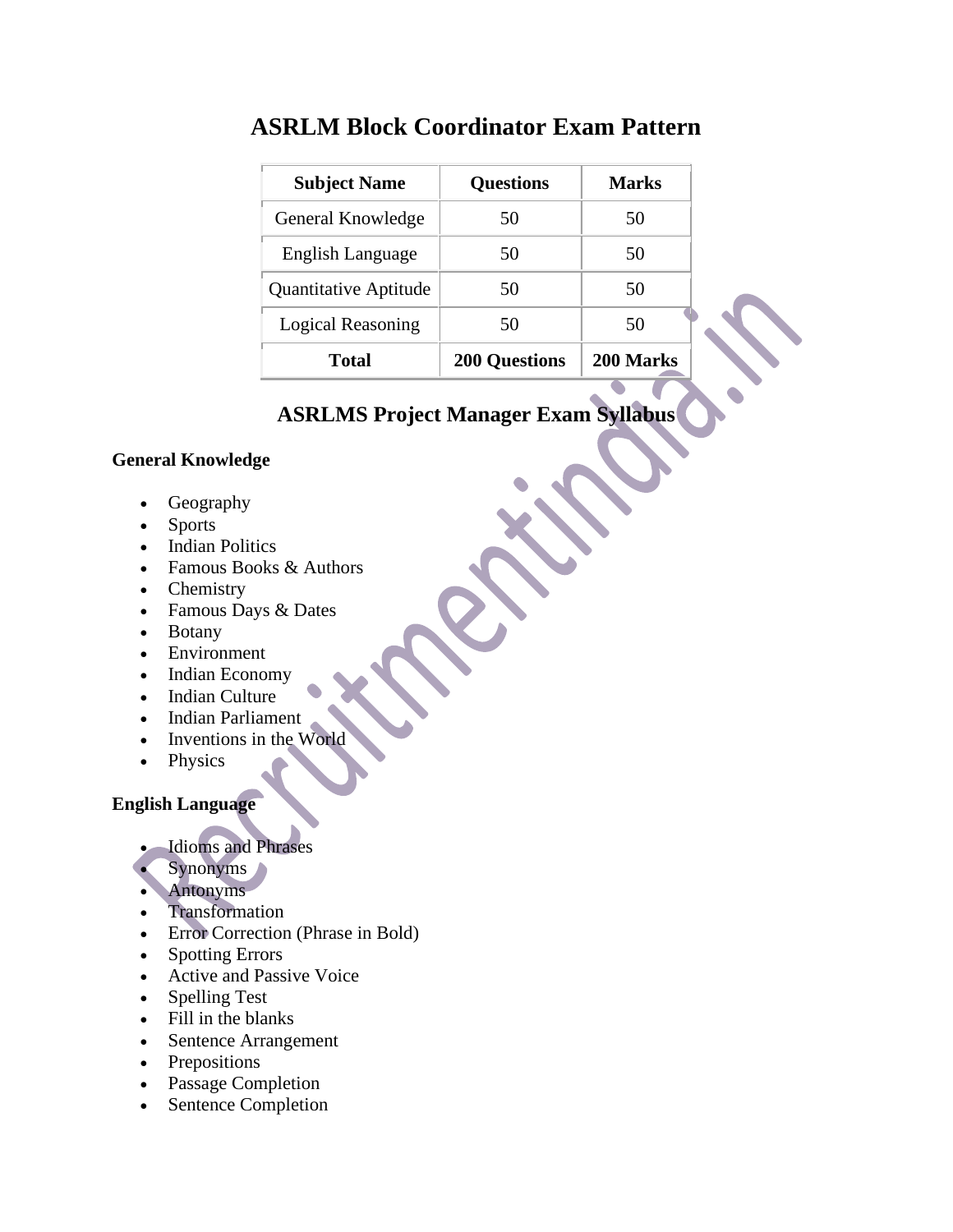# ASRLM Block Coordinator Exam Pattern

| Subject Name | Questions | Marks |
| --- | --- | --- |
| General Knowledge | 50 | 50 |
| English Language | 50 | 50 |
| Quantitative Aptitude | 50 | 50 |
| Logical Reasoning | 50 | 50 |
| **Total** | **200 Questions** | **200 Marks** |

## ASRLMS Project Manager Exam Syllabus

### General Knowledge

- Geography
- Sports
- Indian Politics
- Famous Books & Authors
- Chemistry
- Famous Days & Dates
- Botany
- Environment
- Indian Economy
- Indian Culture
- Indian Parliament
- Inventions in the World
- Physics

### English Language

- Idioms and Phrases
- Synonyms
- Antonyms
- Transformation
- Error Correction (Phrase in Bold)
- Spotting Errors
- Active and Passive Voice
- Spelling Test
- Fill in the blanks
- Sentence Arrangement
- Prepositions
- Passage Completion
- Sentence Completion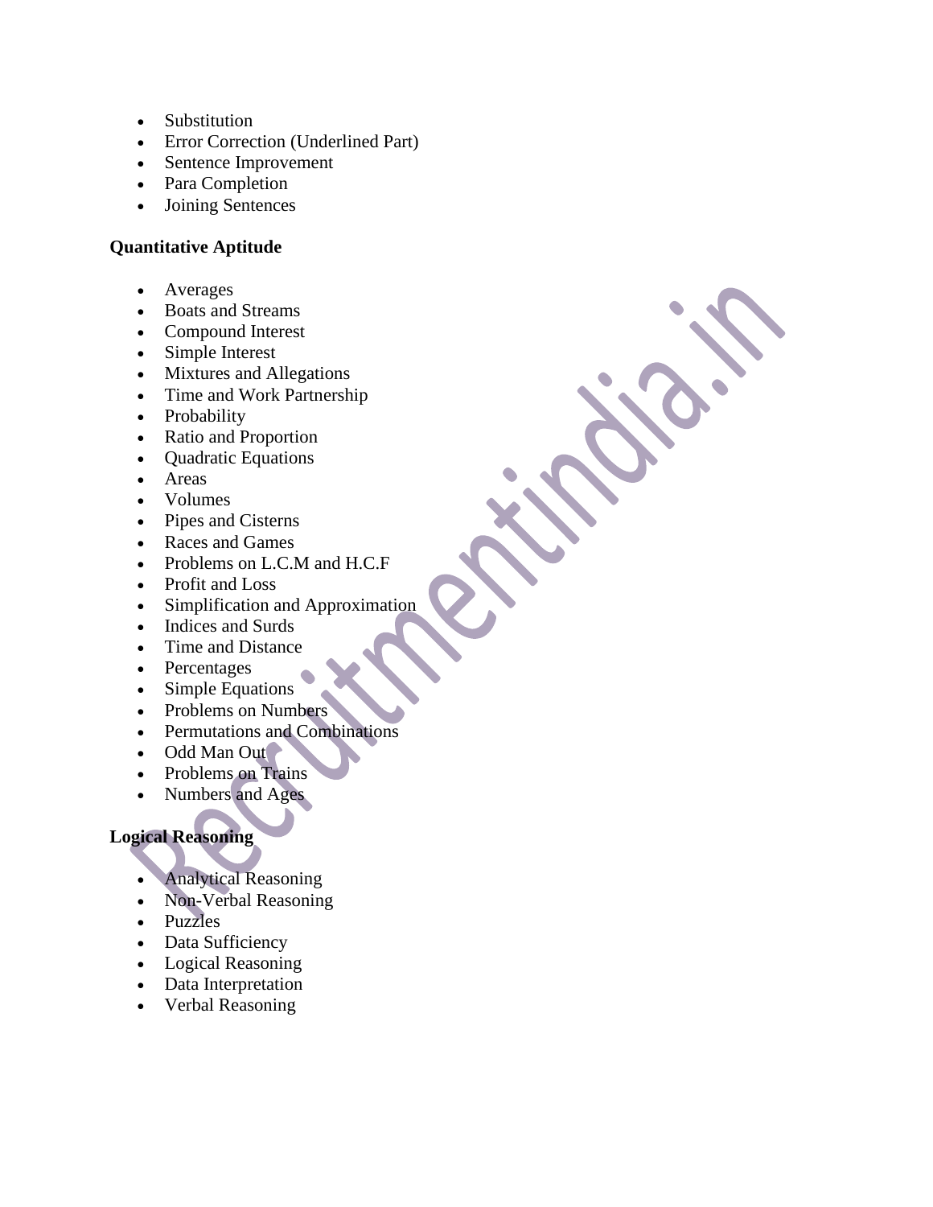- Substitution
- Error Correction (Underlined Part)
- Sentence Improvement
- Para Completion
- Joining Sentences

**Quantitative Aptitude**

- Averages
- Boats and Streams
- Compound Interest
- Simple Interest
- Mixtures and Allegations
- Time and Work Partnership
- Probability
- Ratio and Proportion
- Quadratic Equations
- Areas
- Volumes
- Pipes and Cisterns
- Races and Games
- Problems on L.C.M and H.C.F
- Profit and Loss
- Simplification and Approximation
- Indices and Surds
- Time and Distance
- Percentages
- Simple Equations
- Problems on Numbers
- Permutations and Combinations
- Odd Man Out
- Problems on Trains
- Numbers and Ages

**Logical Reasoning**

- Analytical Reasoning
- Non-Verbal Reasoning
- Puzzles
- Data Sufficiency
- Logical Reasoning
- Data Interpretation
- Verbal Reasoning